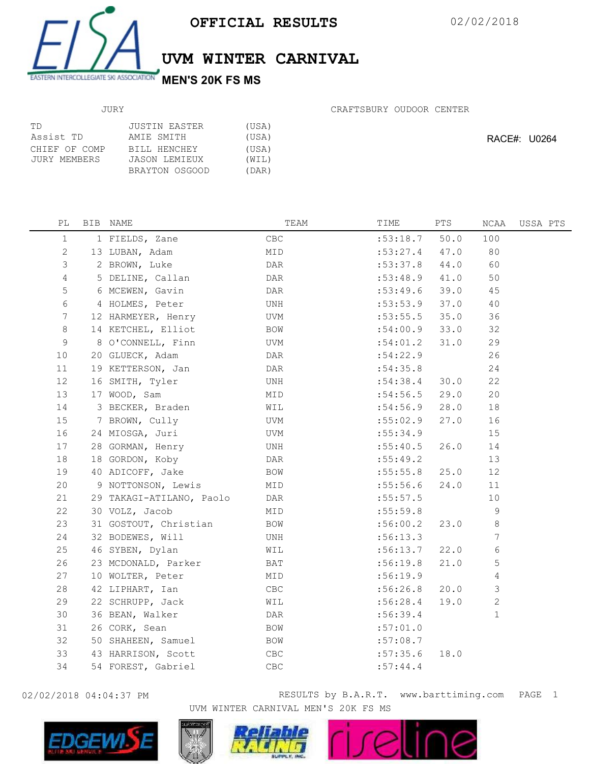# OFFICIAL RESULTS

02/02/2018

## UVM WINTER CARNIVAL

### MEN'S 20K FS MS

| JURY | | |
|---|---|---|
| TD | JUSTIN EASTER | (USA) |
| Assist TD | AMIE SMITH | (USA) |
| CHIEF OF COMP | BILL HENCHEY | (USA) |
| JURY MEMBERS | JASON LEMIEUX | (WIL) |
| | BRAYTON OSGOOD | (DAR) |

CRAFTSBURY OUDOOR CENTER

RACE#: U0264

| PL | BIB | NAME | TEAM | TIME | PTS | NCAA | USSA PTS |
|---|---|---|---|---|---|---|---|
| 1 | 1 | FIELDS, Zane | CBC | :53:18.7 | 50.0 | 100 | |
| 2 | 13 | LUBAN, Adam | MID | :53:27.4 | 47.0 | 80 | |
| 3 | 2 | BROWN, Luke | DAR | :53:37.8 | 44.0 | 60 | |
| 4 | 5 | DELINE, Callan | DAR | :53:48.9 | 41.0 | 50 | |
| 5 | 6 | MCEWEN, Gavin | DAR | :53:49.6 | 39.0 | 45 | |
| 6 | 4 | HOLMES, Peter | UNH | :53:53.9 | 37.0 | 40 | |
| 7 | 12 | HARMEYER, Henry | UVM | :53:55.5 | 35.0 | 36 | |
| 8 | 14 | KETCHEL, Elliot | BOW | :54:00.9 | 33.0 | 32 | |
| 9 | 8 | O'CONNELL, Finn | UVM | :54:01.2 | 31.0 | 29 | |
| 10 | 20 | GLUECK, Adam | DAR | :54:22.9 | | 26 | |
| 11 | 19 | KETTERSON, Jan | DAR | :54:35.8 | | 24 | |
| 12 | 16 | SMITH, Tyler | UNH | :54:38.4 | 30.0 | 22 | |
| 13 | 17 | WOOD, Sam | MID | :54:56.5 | 29.0 | 20 | |
| 14 | 3 | BECKER, Braden | WIL | :54:56.9 | 28.0 | 18 | |
| 15 | 7 | BROWN, Cully | UVM | :55:02.9 | 27.0 | 16 | |
| 16 | 24 | MIOSGA, Juri | UVM | :55:34.9 | | 15 | |
| 17 | 28 | GORMAN, Henry | UNH | :55:40.5 | 26.0 | 14 | |
| 18 | 18 | GORDON, Koby | DAR | :55:49.2 | | 13 | |
| 19 | 40 | ADICOFF, Jake | BOW | :55:55.8 | 25.0 | 12 | |
| 20 | 9 | NOTTONSON, Lewis | MID | :55:56.6 | 24.0 | 11 | |
| 21 | 29 | TAKAGI-ATILANO, Paolo | DAR | :55:57.5 | | 10 | |
| 22 | 30 | VOLZ, Jacob | MID | :55:59.8 | | 9 | |
| 23 | 31 | GOSTOUT, Christian | BOW | :56:00.2 | 23.0 | 8 | |
| 24 | 32 | BODEWES, Will | UNH | :56:13.3 | | 7 | |
| 25 | 46 | SYBEN, Dylan | WIL | :56:13.7 | 22.0 | 6 | |
| 26 | 23 | MCDONALD, Parker | BAT | :56:19.8 | 21.0 | 5 | |
| 27 | 10 | WOLTER, Peter | MID | :56:19.9 | | 4 | |
| 28 | 42 | LIPHART, Ian | CBC | :56:26.8 | 20.0 | 3 | |
| 29 | 22 | SCHRUPP, Jack | WIL | :56:28.4 | 19.0 | 2 | |
| 30 | 36 | BEAN, Walker | DAR | :56:39.4 | | 1 | |
| 31 | 26 | CORK, Sean | BOW | :57:01.0 | | | |
| 32 | 50 | SHAHEEN, Samuel | BOW | :57:08.7 | | | |
| 33 | 43 | HARRISON, Scott | CBC | :57:35.6 | 18.0 | | |
| 34 | 54 | FOREST, Gabriel | CBC | :57:44.4 | | | |

02/02/2018 04:04:37 PM RESULTS by B.A.R.T. www.barttiming.com

UVM WINTER CARNIVAL MEN'S 20K FS MS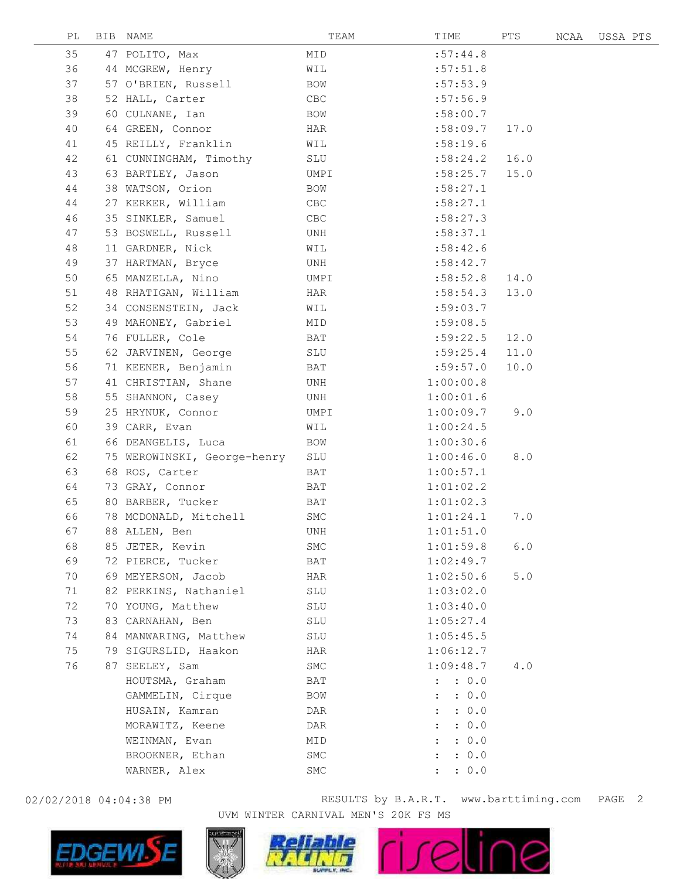| PL | BIB | NAME | TEAM | TIME | PTS | NCAA | USSA PTS |
|---|---|---|---|---|---|---|---|
| 35 | 47 | POLITO, Max | MID | :57:44.8 | | | |
| 36 | 44 | MCGREW, Henry | WIL | :57:51.8 | | | |
| 37 | 57 | O'BRIEN, Russell | BOW | :57:53.9 | | | |
| 38 | 52 | HALL, Carter | CBC | :57:56.9 | | | |
| 39 | 60 | CULNANE, Ian | BOW | :58:00.7 | | | |
| 40 | 64 | GREEN, Connor | HAR | :58:09.7 | 17.0 | | |
| 41 | 45 | REILLY, Franklin | WIL | :58:19.6 | | | |
| 42 | 61 | CUNNINGHAM, Timothy | SLU | :58:24.2 | 16.0 | | |
| 43 | 63 | BARTLEY, Jason | UMPI | :58:25.7 | 15.0 | | |
| 44 | 38 | WATSON, Orion | BOW | :58:27.1 | | | |
| 44 | 27 | KERKER, William | CBC | :58:27.1 | | | |
| 46 | 35 | SINKLER, Samuel | CBC | :58:27.3 | | | |
| 47 | 53 | BOSWELL, Russell | UNH | :58:37.1 | | | |
| 48 | 11 | GARDNER, Nick | WIL | :58:42.6 | | | |
| 49 | 37 | HARTMAN, Bryce | UNH | :58:42.7 | | | |
| 50 | 65 | MANZELLA, Nino | UMPI | :58:52.8 | 14.0 | | |
| 51 | 48 | RHATIGAN, William | HAR | :58:54.3 | 13.0 | | |
| 52 | 34 | CONSENSTEIN, Jack | WIL | :59:03.7 | | | |
| 53 | 49 | MAHONEY, Gabriel | MID | :59:08.5 | | | |
| 54 | 76 | FULLER, Cole | BAT | :59:22.5 | 12.0 | | |
| 55 | 62 | JARVINEN, George | SLU | :59:25.4 | 11.0 | | |
| 56 | 71 | KEENER, Benjamin | BAT | :59:57.0 | 10.0 | | |
| 57 | 41 | CHRISTIAN, Shane | UNH | 1:00:00.8 | | | |
| 58 | 55 | SHANNON, Casey | UNH | 1:00:01.6 | | | |
| 59 | 25 | HRYNUK, Connor | UMPI | 1:00:09.7 | 9.0 | | |
| 60 | 39 | CARR, Evan | WIL | 1:00:24.5 | | | |
| 61 | 66 | DEANGELIS, Luca | BOW | 1:00:30.6 | | | |
| 62 | 75 | WEROWINSKI, George-henry | SLU | 1:00:46.0 | 8.0 | | |
| 63 | 68 | ROS, Carter | BAT | 1:00:57.1 | | | |
| 64 | 73 | GRAY, Connor | BAT | 1:01:02.2 | | | |
| 65 | 80 | BARBER, Tucker | BAT | 1:01:02.3 | | | |
| 66 | 78 | MCDONALD, Mitchell | SMC | 1:01:24.1 | 7.0 | | |
| 67 | 88 | ALLEN, Ben | UNH | 1:01:51.0 | | | |
| 68 | 85 | JETER, Kevin | SMC | 1:01:59.8 | 6.0 | | |
| 69 | 72 | PIERCE, Tucker | BAT | 1:02:49.7 | | | |
| 70 | 69 | MEYERSON, Jacob | HAR | 1:02:50.6 | 5.0 | | |
| 71 | 82 | PERKINS, Nathaniel | SLU | 1:03:02.0 | | | |
| 72 | 70 | YOUNG, Matthew | SLU | 1:03:40.0 | | | |
| 73 | 83 | CARNAHAN, Ben | SLU | 1:05:27.4 | | | |
| 74 | 84 | MANWARING, Matthew | SLU | 1:05:45.5 | | | |
| 75 | 79 | SIGURSLID, Haakon | HAR | 1:06:12.7 | | | |
| 76 | 87 | SEELEY, Sam | SMC | 1:09:48.7 | 4.0 | | |
| | | HOUTSMA, Graham | BAT | : : 0.0 | | | |
| | | GAMMELIN, Cirque | BOW | : : 0.0 | | | |
| | | HUSAIN, Kamran | DAR | : : 0.0 | | | |
| | | MORAWITZ, Keene | DAR | : : 0.0 | | | |
| | | WEINMAN, Evan | MID | : : 0.0 | | | |
| | | BROOKNER, Ethan | SMC | : : 0.0 | | | |
| | | WARNER, Alex | SMC | : : 0.0 | | | |

02/02/2018 04:04:38 PM RESULTS by B.A.R.T. www.barttiming.com

UVM WINTER CARNIVAL MEN'S 20K FS MS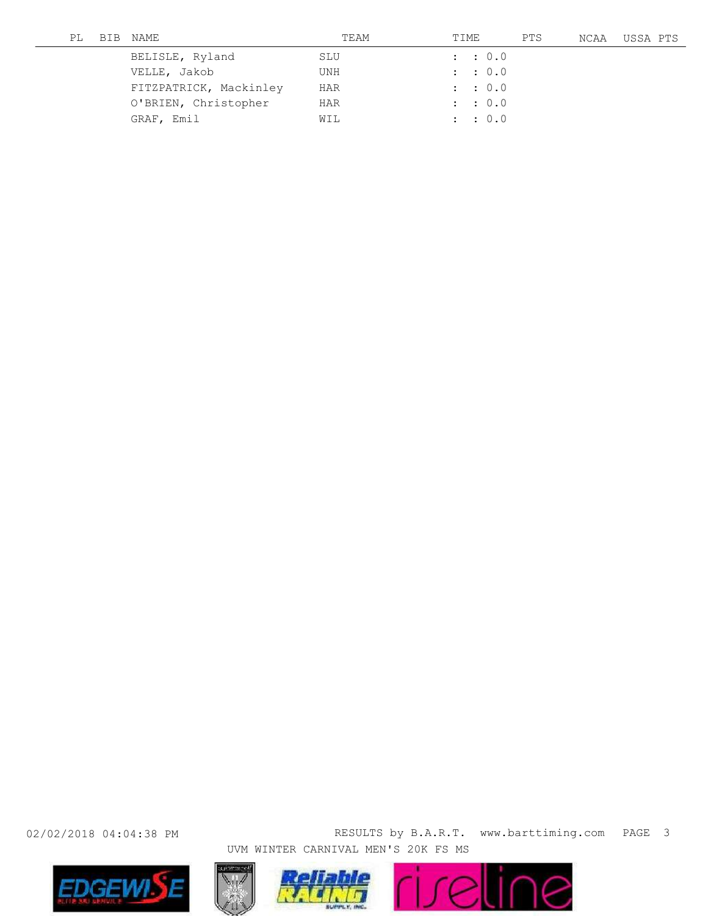| PL | BIB | NAME | TEAM | TIME | PTS | NCAA | USSA PTS |
|---|---|---|---|---|---|---|---|
| | | BELISLE, Ryland | SLU | : : 0.0 | | | |
| | | VELLE, Jakob | UNH | : : 0.0 | | | |
| | | FITZPATRICK, Mackinley | HAR | : : 0.0 | | | |
| | | O'BRIEN, Christopher | HAR | : : 0.0 | | | |
| | | GRAF, Emil | WIL | : : 0.0 | | | |

02/02/2018 04:04:38 PM RESULTS by B.A.R.T. www.barttiming.com

UVM WINTER CARNIVAL MEN'S 20K FS MS